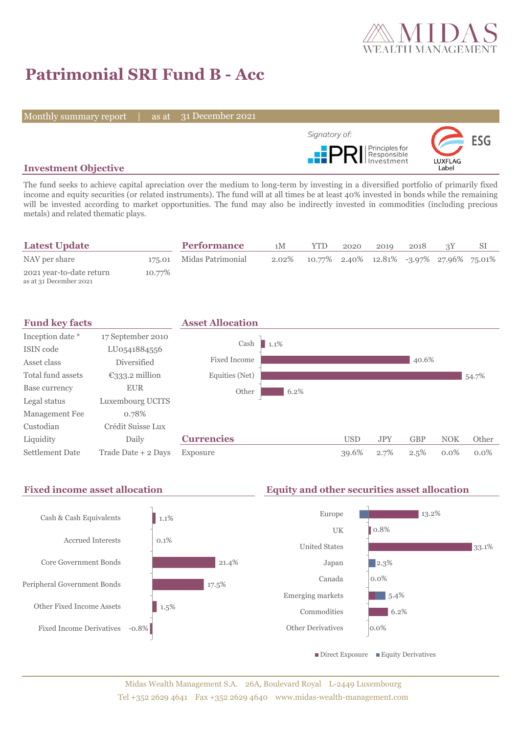# Patrimonial SRI Fund B - Acc

Monthly summary report | as at 31 December 2021

Signatory of: PRI Principles for Responsible Investment

ESG LUXFLAG Label

## Investment Objective

The fund seeks to achieve capital apreciation over the medium to long-term by investing in a diversified portfolio of primarily fixed income and equity securities (or related instruments). The fund will at all times be at least 40% invested in bonds while the remaining will be invested according to market opportunities. The fund may also be indirectly invested in commodities (including precious metals) and related thematic plays.

## Latest Update

| | |
|---|---|
| NAV per share | 175.01 |
| 2021 year-to-date return<br>as at 31 December 2021 | 10.77% |

## Performance

| | 1M | YTD | 2020 | 2019 | 2018 | 3Y | SI |
|---|---|---|---|---|---|---|---|
| Midas Patrimonial | 2.02% | 10.77% | 2.40% | 12.81% | -3.97% | 27.96% | 75.01% |

## Fund key facts

| | |
|---|---|
| Inception date * | 17 September 2010 |
| ISIN code | LU0541884556 |
| Asset class | Diversified |
| Total fund assets | €333.2 million |
| Base currency | EUR |
| Legal status | Luxembourg UCITS |
| Management Fee | 0.78% |
| Custodian | Crédit Suisse Lux |
| Liquidity | Daily |
| Settlement Date | Trade Date + 2 Days |

## Asset Allocation

| | |
|---|---|
| Cash | 1.1% |
| Fixed Income | 40.6% |
| Equities (Net) | 54.7% |
| Other | 6.2% |

## Currencies

| | USD | JPY | GBP | NOK | Other |
|---|---|---|---|---|---|
| Exposure | 39.6% | 2.7% | 2.5% | 0.0% | 0.0% |

## Fixed income asset allocation

| | |
|---|---|
| Cash & Cash Equivalents | 1.1% |
| Accrued Interests | 0.1% |
| Core Government Bonds | 21.4% |
| Peripheral Government Bonds | 17.5% |
| Other Fixed Income Assets | 1.5% |
| Fixed Income Derivatives | -0.8% |

## Equity and other securities asset allocation

| | |
|---|---|
| Europe | 13.2% |
| UK | 0.8% |
| United States | 33.1% |
| Japan | 2.3% |
| Canada | 0.0% |
| Emerging markets | 5.4% |
| Commodities | 6.2% |
| Other Derivatives | 0.0% |

■ Direct Exposure ■ Equity Derivatives

Midas Wealth Management S.A. 26A, Boulevard Royal L-2449 Luxembourg
Tel +352 2629 4641 Fax +352 2629 4640 www.midas-wealth-management.com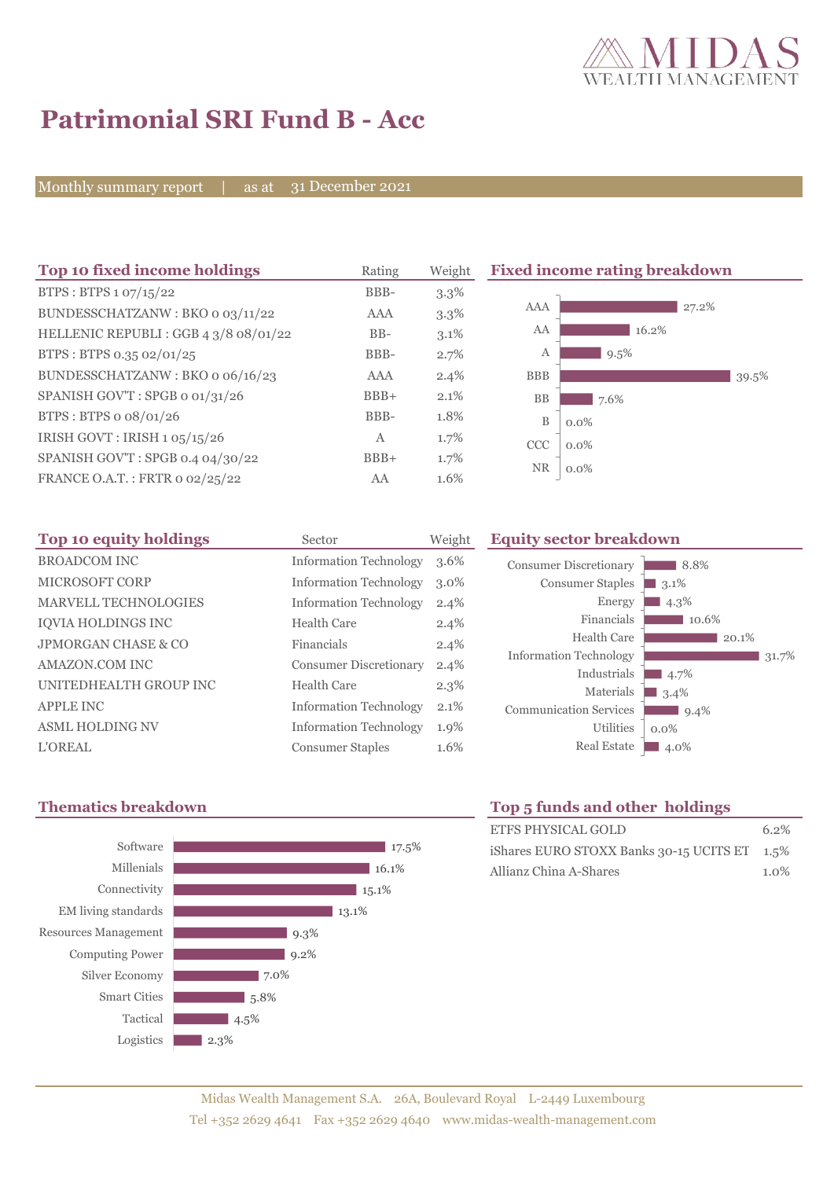# Patrimonial SRI Fund B - Acc

Monthly summary report | as at 31 December 2021

## Top 10 fixed income holdings

| Top 10 fixed income holdings | Rating | Weight |
|---|---|---|
| BTPS : BTPS 1 07/15/22 | BBB- | 3.3% |
| BUNDESSCHATZANW : BKO 0 03/11/22 | AAA | 3.3% |
| HELLENIC REPUBLI : GGB 4 3/8 08/01/22 | BB- | 3.1% |
| BTPS : BTPS 0.35 02/01/25 | BBB- | 2.7% |
| BUNDESSCHATZANW : BKO 0 06/16/23 | AAA | 2.4% |
| SPANISH GOV'T : SPGB 0 01/31/26 | BBB+ | 2.1% |
| BTPS : BTPS 0 08/01/26 | BBB- | 1.8% |
| IRISH GOVT : IRISH 1 05/15/26 | A | 1.7% |
| SPANISH GOV'T : SPGB 0.4 04/30/22 | BBB+ | 1.7% |
| FRANCE O.A.T. : FRTR 0 02/25/22 | AA | 1.6% |

## Fixed income rating breakdown

| Rating | Weight |
|---|---|
| AAA | 27.2% |
| AA | 16.2% |
| A | 9.5% |
| BBB | 39.5% |
| BB | 7.6% |
| B | 0.0% |
| CCC | 0.0% |
| NR | 0.0% |

## Top 10 equity holdings

| Top 10 equity holdings | Sector | Weight |
|---|---|---|
| BROADCOM INC | Information Technology | 3.6% |
| MICROSOFT CORP | Information Technology | 3.0% |
| MARVELL TECHNOLOGIES | Information Technology | 2.4% |
| IQVIA HOLDINGS INC | Health Care | 2.4% |
| JPMORGAN CHASE & CO | Financials | 2.4% |
| AMAZON.COM INC | Consumer Discretionary | 2.4% |
| UNITEDHEALTH GROUP INC | Health Care | 2.3% |
| APPLE INC | Information Technology | 2.1% |
| ASML HOLDING NV | Information Technology | 1.9% |
| L'OREAL | Consumer Staples | 1.6% |

## Equity sector breakdown

| Sector | Weight |
|---|---|
| Consumer Discretionary | 8.8% |
| Consumer Staples | 3.1% |
| Energy | 4.3% |
| Financials | 10.6% |
| Health Care | 20.1% |
| Information Technology | 31.7% |
| Industrials | 4.7% |
| Materials | 3.4% |
| Communication Services | 9.4% |
| Utilities | 0.0% |
| Real Estate | 4.0% |

## Thematics breakdown

| Thematic | Weight |
|---|---|
| Software | 17.5% |
| Millenials | 16.1% |
| Connectivity | 15.1% |
| EM living standards | 13.1% |
| Resources Management | 9.3% |
| Computing Power | 9.2% |
| Silver Economy | 7.0% |
| Smart Cities | 5.8% |
| Tactical | 4.5% |
| Logistics | 2.3% |

## Top 5 funds and other holdings

| Holding | Weight |
|---|---|
| ETFS PHYSICAL GOLD | 6.2% |
| iShares EURO STOXX Banks 30-15 UCITS ET | 1.5% |
| Allianz China A-Shares | 1.0% |

Midas Wealth Management S.A. 26A, Boulevard Royal L-2449 Luxembourg
Tel +352 2629 4641 Fax +352 2629 4640 www.midas-wealth-management.com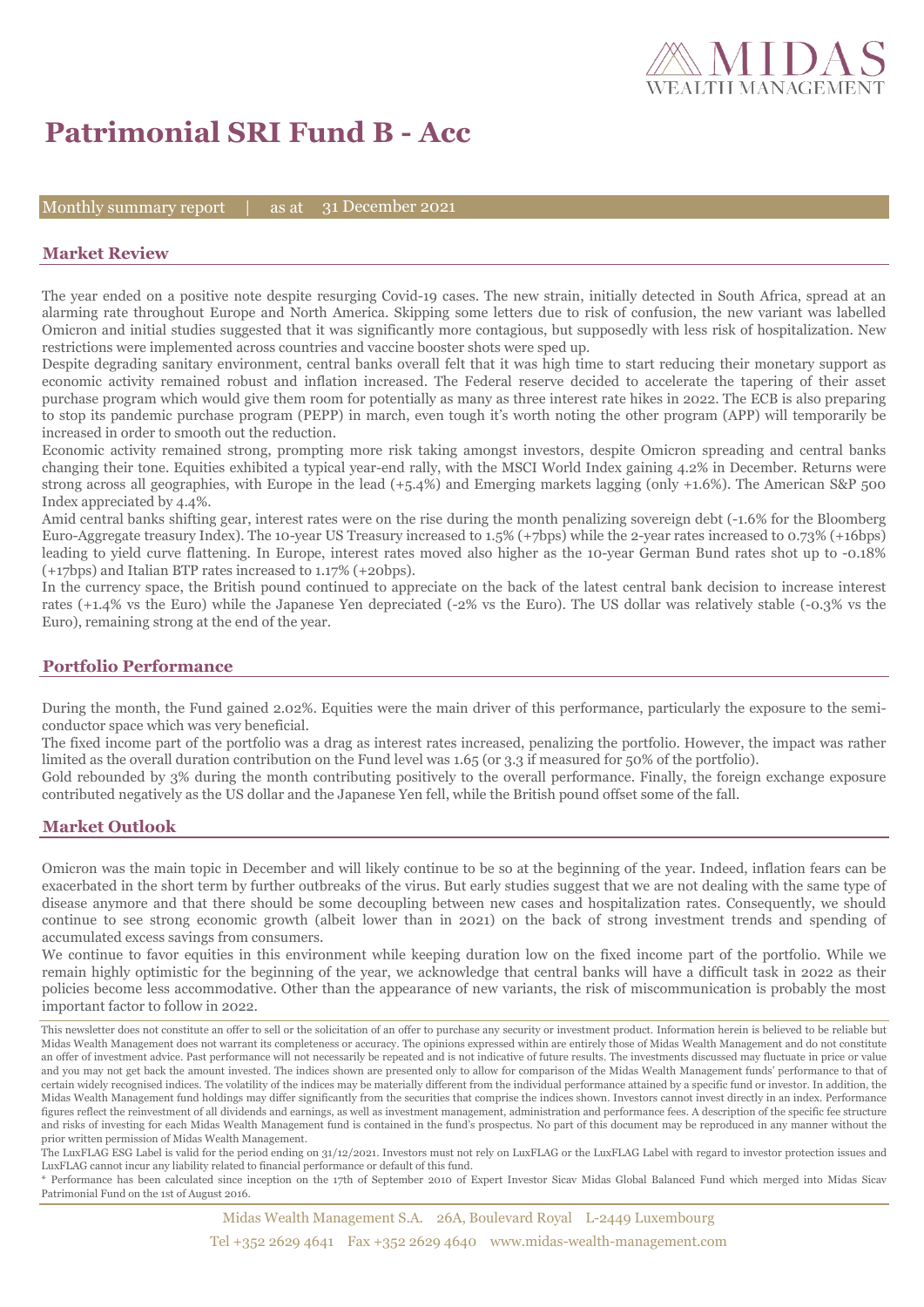# Patrimonial SRI Fund B - Acc

Monthly summary report | as at 31 December 2021

## Market Review

The year ended on a positive note despite resurging Covid-19 cases. The new strain, initially detected in South Africa, spread at an alarming rate throughout Europe and North America. Skipping some letters due to risk of confusion, the new variant was labelled Omicron and initial studies suggested that it was significantly more contagious, but supposedly with less risk of hospitalization. New restrictions were implemented across countries and vaccine booster shots were sped up.

Despite degrading sanitary environment, central banks overall felt that it was high time to start reducing their monetary support as economic activity remained robust and inflation increased. The Federal reserve decided to accelerate the tapering of their asset purchase program which would give them room for potentially as many as three interest rate hikes in 2022. The ECB is also preparing to stop its pandemic purchase program (PEPP) in march, even tough it's worth noting the other program (APP) will temporarily be increased in order to smooth out the reduction.

Economic activity remained strong, prompting more risk taking amongst investors, despite Omicron spreading and central banks changing their tone. Equities exhibited a typical year-end rally, with the MSCI World Index gaining 4.2% in December. Returns were strong across all geographies, with Europe in the lead (+5.4%) and Emerging markets lagging (only +1.6%). The American S&P 500 Index appreciated by 4.4%.

Amid central banks shifting gear, interest rates were on the rise during the month penalizing sovereign debt (-1.6% for the Bloomberg Euro-Aggregate treasury Index). The 10-year US Treasury increased to 1.5% (+7bps) while the 2-year rates increased to 0.73% (+16bps) leading to yield curve flattening. In Europe, interest rates moved also higher as the 10-year German Bund rates shot up to -0.18% (+17bps) and Italian BTP rates increased to 1.17% (+20bps).

In the currency space, the British pound continued to appreciate on the back of the latest central bank decision to increase interest rates (+1.4% vs the Euro) while the Japanese Yen depreciated (-2% vs the Euro). The US dollar was relatively stable (-0.3% vs the Euro), remaining strong at the end of the year.

## Portfolio Performance

During the month, the Fund gained 2.02%. Equities were the main driver of this performance, particularly the exposure to the semi-conductor space which was very beneficial.

The fixed income part of the portfolio was a drag as interest rates increased, penalizing the portfolio. However, the impact was rather limited as the overall duration contribution on the Fund level was 1.65 (or 3.3 if measured for 50% of the portfolio).

Gold rebounded by 3% during the month contributing positively to the overall performance. Finally, the foreign exchange exposure contributed negatively as the US dollar and the Japanese Yen fell, while the British pound offset some of the fall.

## Market Outlook

Omicron was the main topic in December and will likely continue to be so at the beginning of the year. Indeed, inflation fears can be exacerbated in the short term by further outbreaks of the virus. But early studies suggest that we are not dealing with the same type of disease anymore and that there should be some decoupling between new cases and hospitalization rates. Consequently, we should continue to see strong economic growth (albeit lower than in 2021) on the back of strong investment trends and spending of accumulated excess savings from consumers.

We continue to favor equities in this environment while keeping duration low on the fixed income part of the portfolio. While we remain highly optimistic for the beginning of the year, we acknowledge that central banks will have a difficult task in 2022 as their policies become less accommodative. Other than the appearance of new variants, the risk of miscommunication is probably the most important factor to follow in 2022.

This newsletter does not constitute an offer to sell or the solicitation of an offer to purchase any security or investment product. Information herein is believed to be reliable but Midas Wealth Management does not warrant its completeness or accuracy. The opinions expressed within are entirely those of Midas Wealth Management and do not constitute an offer of investment advice. Past performance will not necessarily be repeated and is not indicative of future results. The investments discussed may fluctuate in price or value and you may not get back the amount invested. The indices shown are presented only to allow for comparison of the Midas Wealth Management funds' performance to that of certain widely recognised indices. The volatility of the indices may be materially different from the individual performance attained by a specific fund or investor. In addition, the Midas Wealth Management fund holdings may differ significantly from the securities that comprise the indices shown. Investors cannot invest directly in an index. Performance figures reflect the reinvestment of all dividends and earnings, as well as investment management, administration and performance fees. A description of the specific fee structure and risks of investing for each Midas Wealth Management fund is contained in the fund's prospectus. No part of this document may be reproduced in any manner without the prior written permission of Midas Wealth Management.

The LuxFLAG ESG Label is valid for the period ending on 31/12/2021. Investors must not rely on LuxFLAG or the LuxFLAG Label with regard to investor protection issues and LuxFLAG cannot incur any liability related to financial performance or default of this fund.

* Performance has been calculated since inception on the 17th of September 2010 of Expert Investor Sicav Midas Global Balanced Fund which merged into Midas Sicav Patrimonial Fund on the 1st of August 2016.

Midas Wealth Management S.A. 26A, Boulevard Royal L-2449 Luxembourg

Tel +352 2629 4641 Fax +352 2629 4640 www.midas-wealth-management.com